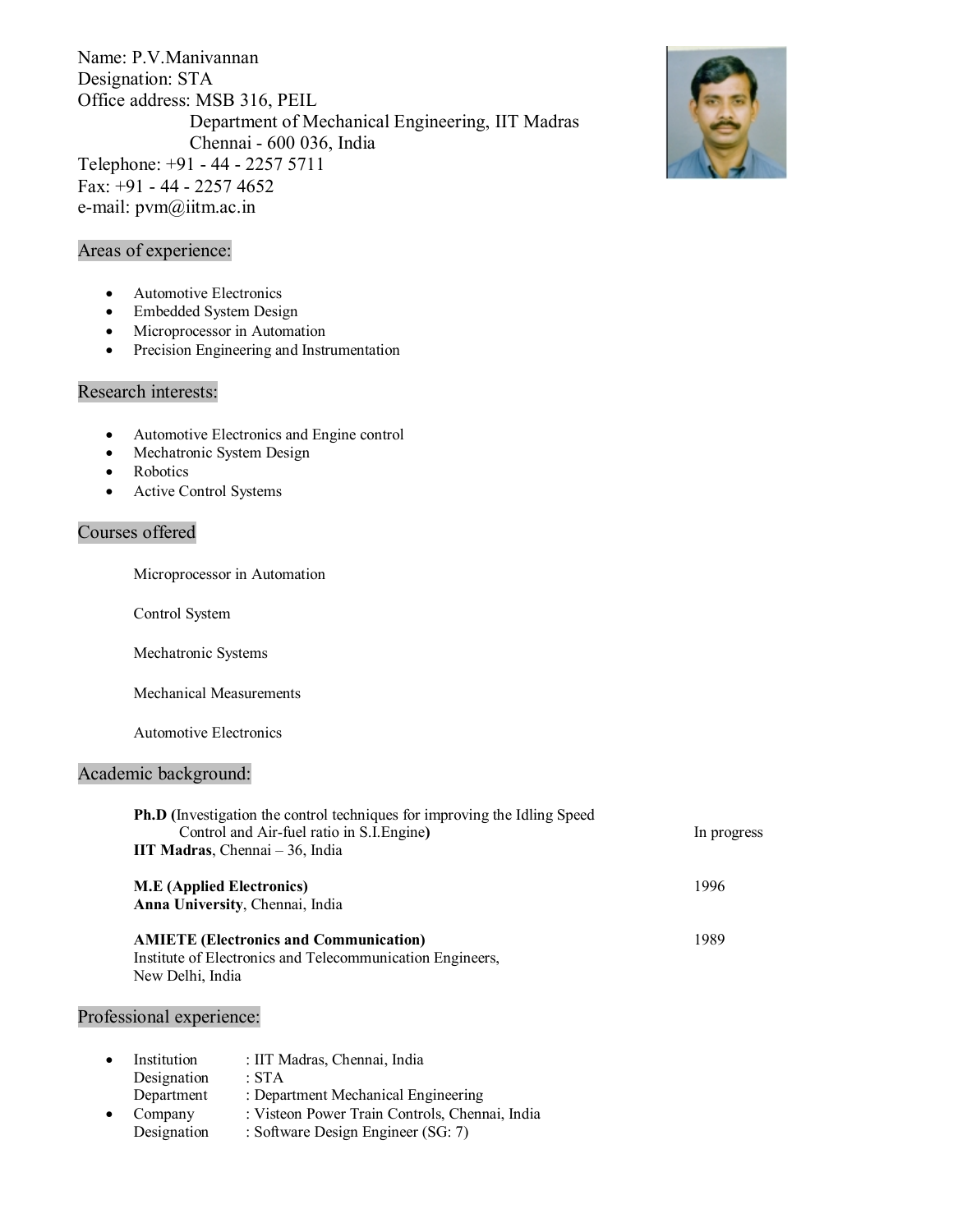Name: P.V.Manivannan
Designation: STA
Office address: MSB 316, PEIL
Department of Mechanical Engineering, IIT Madras
Chennai - 600 036, India
Telephone: +91 - 44 - 2257 5711
Fax: +91 - 44 - 2257 4652
e-mail: pvm@iitm.ac.in

## Areas of experience:

- Automotive Electronics
- Embedded System Design
- Microprocessor in Automation
- Precision Engineering and Instrumentation

## Research interests:

- Automotive Electronics and Engine control
- Mechatronic System Design
- Robotics
- Active Control Systems

## Courses offered

Microprocessor in Automation

Control System

Mechatronic Systems

Mechanical Measurements

Automotive Electronics

## Academic background:

**Ph.D (**Investigation the control techniques for improving the Idling Speed Control and Air-fuel ratio in S.I.Engine**)** — In progress
**IIT Madras**, Chennai – 36, India

**M.E (Applied Electronics)** — 1996
**Anna University**, Chennai, India

**AMIETE (Electronics and Communication)** — 1989
Institute of Electronics and Telecommunication Engineers,
New Delhi, India

## Professional experience:

- Institution : IIT Madras, Chennai, India
  Designation : STA
  Department : Department Mechanical Engineering
- Company : Visteon Power Train Controls, Chennai, India
  Designation : Software Design Engineer (SG: 7)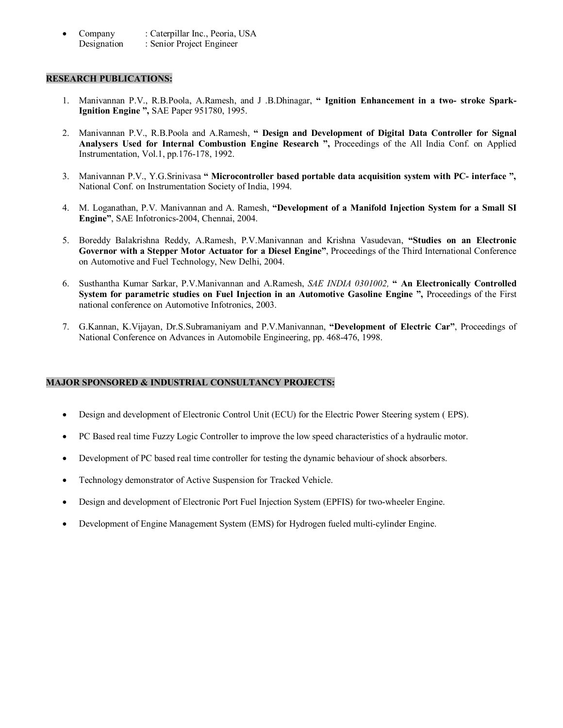- Company : Caterpillar Inc., Peoria, USA
  Designation : Senior Project Engineer

## RESEARCH PUBLICATIONS:

1. Manivannan P.V., R.B.Poola, A.Ramesh, and J .B.Dhinagar, **" Ignition Enhancement in a two- stroke Spark-Ignition Engine ",** SAE Paper 951780, 1995.

2. Manivannan P.V., R.B.Poola and A.Ramesh, **" Design and Development of Digital Data Controller for Signal Analysers Used for Internal Combustion Engine Research ",** Proceedings of the All India Conf. on Applied Instrumentation, Vol.1, pp.176-178, 1992.

3. Manivannan P.V., Y.G.Srinivasa **" Microcontroller based portable data acquisition system with PC- interface ",** National Conf. on Instrumentation Society of India, 1994.

4. M. Loganathan, P.V. Manivannan and A. Ramesh, **"Development of a Manifold Injection System for a Small SI Engine"**, SAE Infotronics-2004, Chennai, 2004.

5. Boreddy Balakrishna Reddy, A.Ramesh, P.V.Manivannan and Krishna Vasudevan, **"Studies on an Electronic Governor with a Stepper Motor Actuator for a Diesel Engine"**, Proceedings of the Third International Conference on Automotive and Fuel Technology, New Delhi, 2004.

6. Susthantha Kumar Sarkar, P.V.Manivannan and A.Ramesh, *SAE INDIA 0301002,* **" An Electronically Controlled System for parametric studies on Fuel Injection in an Automotive Gasoline Engine ",** Proceedings of the First national conference on Automotive Infotronics, 2003.

7. G.Kannan, K.Vijayan, Dr.S.Subramaniyam and P.V.Manivannan, **"Development of Electric Car"**, Proceedings of National Conference on Advances in Automobile Engineering, pp. 468-476, 1998.

## MAJOR SPONSORED & INDUSTRIAL CONSULTANCY PROJECTS:

- Design and development of Electronic Control Unit (ECU) for the Electric Power Steering system ( EPS).
- PC Based real time Fuzzy Logic Controller to improve the low speed characteristics of a hydraulic motor.
- Development of PC based real time controller for testing the dynamic behaviour of shock absorbers.
- Technology demonstrator of Active Suspension for Tracked Vehicle.
- Design and development of Electronic Port Fuel Injection System (EPFIS) for two-wheeler Engine.
- Development of Engine Management System (EMS) for Hydrogen fueled multi-cylinder Engine.